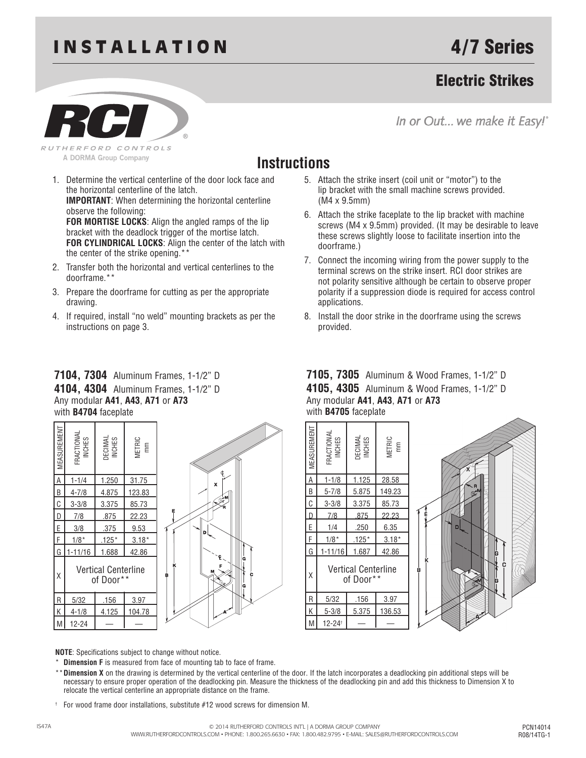# INSTALLATION

# 4/7 Series

## Electric Strikes

RCI
RUTHERFORD CONTROLS
A DORMA Group Company

*In or Out... we make it Easy!*

## Instructions

1. Determine the vertical centerline of the door lock face and the horizontal centerline of the latch.
   **IMPORTANT**: When determining the horizontal centerline observe the following:
   **FOR MORTISE LOCKS**: Align the angled ramps of the lip bracket with the deadlock trigger of the mortise latch.
   **FOR CYLINDRICAL LOCKS**: Align the center of the latch with the center of the strike opening.**
2. Transfer both the horizontal and vertical centerlines to the doorframe.**
3. Prepare the doorframe for cutting as per the appropriate drawing.
4. If required, install "no weld" mounting brackets as per the instructions on page 3.
5. Attach the strike insert (coil unit or "motor") to the lip bracket with the small machine screws provided. (M4 x 9.5mm)
6. Attach the strike faceplate to the lip bracket with machine screws (M4 x 9.5mm) provided. (It may be desirable to leave these screws slightly loose to facilitate insertion into the doorframe.)
7. Connect the incoming wiring from the power supply to the terminal screws on the strike insert. RCI door strikes are not polarity sensitive although be certain to observe proper polarity if a suppression diode is required for access control applications.
8. Install the door strike in the doorframe using the screws provided.

**7104, 7304** Aluminum Frames, 1-1/2" D
**4104, 4304** Aluminum Frames, 1-1/2" D
Any modular **A41**, **A43**, **A71** or **A73**
with **B4704** faceplate

| MEASUREMENT | FRACTIONAL INCHES | DECIMAL INCHES | METRIC mm |
|---|---|---|---|
| A | 1-1/4 | 1.250 | 31.75 |
| B | 4-7/8 | 4.875 | 123.83 |
| C | 3-3/8 | 3.375 | 85.73 |
| D | 7/8 | .875 | 22.23 |
| E | 3/8 | .375 | 9.53 |
| F | 1/8* | .125* | 3.18* |
| G | 1-11/16 | 1.688 | 42.86 |
| X | Vertical Centerline of Door** | | |
| R | 5/32 | .156 | 3.97 |
| K | 4-1/8 | 4.125 | 104.78 |
| M | 12-24 | — | — |

**7105, 7305** Aluminum & Wood Frames, 1-1/2" D
**4105, 4305** Aluminum & Wood Frames, 1-1/2" D
Any modular **A41**, **A43**, **A71** or **A73**
with **B4705** faceplate

| MEASUREMENT | FRACTIONAL INCHES | DECIMAL INCHES | METRIC mm |
|---|---|---|---|
| A | 1-1/8 | 1.125 | 28.58 |
| B | 5-7/8 | 5.875 | 149.23 |
| C | 3-3/8 | 3.375 | 85.73 |
| D | 7/8 | .875 | 22.23 |
| E | 1/4 | .250 | 6.35 |
| F | 1/8* | .125* | 3.18* |
| G | 1-11/16 | 1.687 | 42.86 |
| X | Vertical Centerline of Door** | | |
| R | 5/32 | .156 | 3.97 |
| K | 5-3/8 | 5.375 | 136.53 |
| M | 12-24† | — | — |

**NOTE**: Specifications subject to change without notice.

\* **Dimension F** is measured from face of mounting tab to face of frame.

** **Dimension X** on the drawing is determined by the vertical centerline of the door. If the latch incorporates a deadlocking pin additional steps will be necessary to ensure proper operation of the deadlocking pin. Measure the thickness of the deadlocking pin and add this thickness to Dimension X to relocate the vertical centerline an appropriate distance on the frame.

† For wood frame door installations, substitute #12 wood screws for dimension M.

IS47A

© 2014 RUTHERFORD CONTROLS INT'L | A DORMA GROUP COMPANY
WWW.RUTHERFORDCONTROLS.COM • PHONE: 1.800.265.6630 • FAX: 1.800.482.9795 • E-MAIL: SALES@RUTHERFORDCONTROLS.COM

PCN14014
R08/14TG-1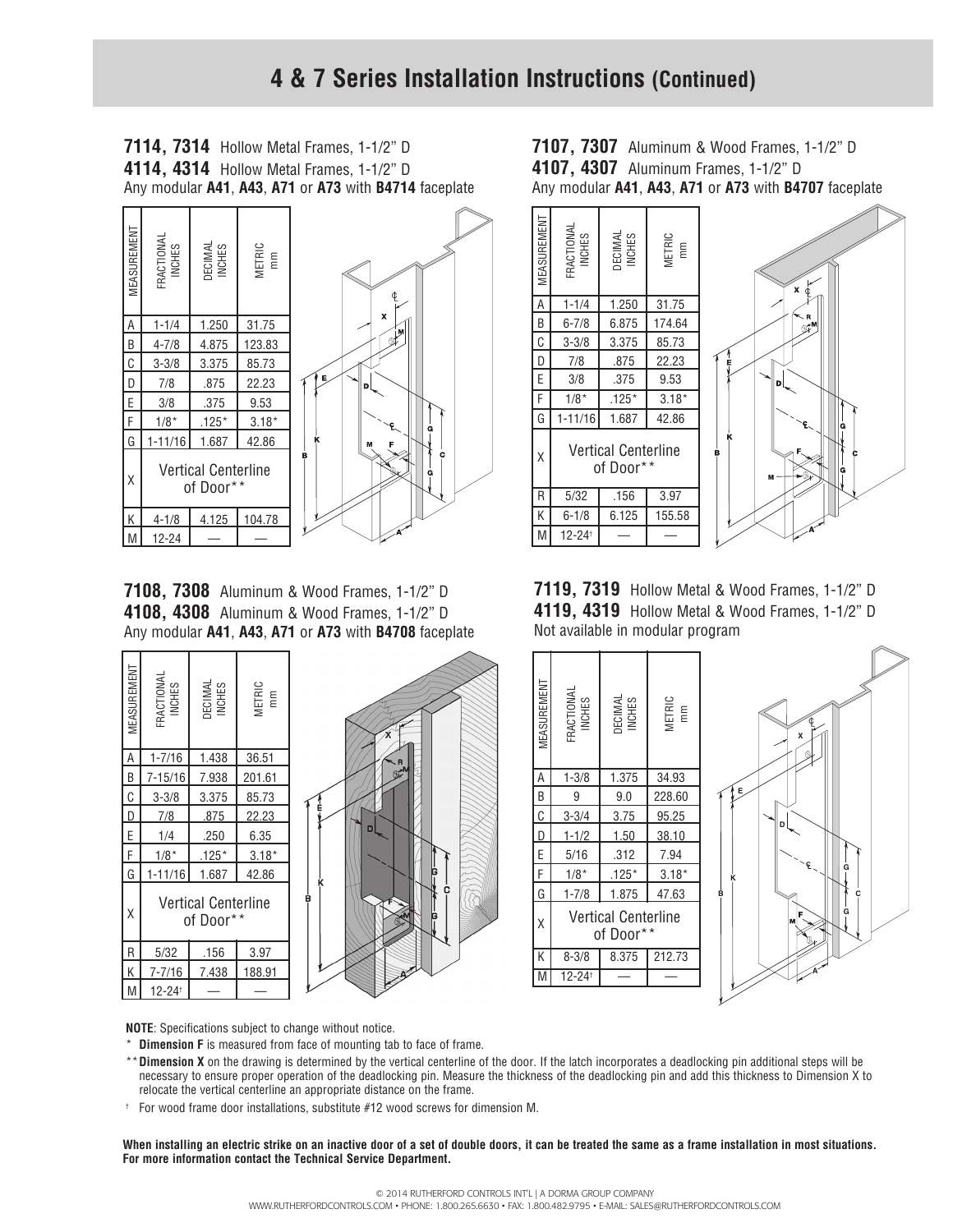# 4 & 7 Series Installation Instructions (Continued)

**7114, 7314** Hollow Metal Frames, 1-1/2" D
**4114, 4314** Hollow Metal Frames, 1-1/2" D
Any modular **A41**, **A43**, **A71** or **A73** with **B4714** faceplate

| MEASUREMENT | FRACTIONAL INCHES | DECIMAL INCHES | METRIC mm |
|---|---|---|---|
| A | 1-1/4 | 1.250 | 31.75 |
| B | 4-7/8 | 4.875 | 123.83 |
| C | 3-3/8 | 3.375 | 85.73 |
| D | 7/8 | .875 | 22.23 |
| E | 3/8 | .375 | 9.53 |
| F | 1/8* | .125* | 3.18* |
| G | 1-11/16 | 1.687 | 42.86 |
| X | Vertical Centerline of Door** | | |
| K | 4-1/8 | 4.125 | 104.78 |
| M | 12-24 | — | — |

**7107, 7307** Aluminum & Wood Frames, 1-1/2" D
**4107, 4307** Aluminum Frames, 1-1/2" D
Any modular **A41**, **A43**, **A71** or **A73** with **B4707** faceplate

| MEASUREMENT | FRACTIONAL INCHES | DECIMAL INCHES | METRIC mm |
|---|---|---|---|
| A | 1-1/4 | 1.250 | 31.75 |
| B | 6-7/8 | 6.875 | 174.64 |
| C | 3-3/8 | 3.375 | 85.73 |
| D | 7/8 | .875 | 22.23 |
| E | 3/8 | .375 | 9.53 |
| F | 1/8* | .125* | 3.18* |
| G | 1-11/16 | 1.687 | 42.86 |
| X | Vertical Centerline of Door** | | |
| R | 5/32 | .156 | 3.97 |
| K | 6-1/8 | 6.125 | 155.58 |
| M | 12-24† | — | — |

**7108, 7308** Aluminum & Wood Frames, 1-1/2" D
**4108, 4308** Aluminum & Wood Frames, 1-1/2" D
Any modular **A41**, **A43**, **A71** or **A73** with **B4708** faceplate

| MEASUREMENT | FRACTIONAL INCHES | DECIMAL INCHES | METRIC mm |
|---|---|---|---|
| A | 1-7/16 | 1.438 | 36.51 |
| B | 7-15/16 | 7.938 | 201.61 |
| C | 3-3/8 | 3.375 | 85.73 |
| D | 7/8 | .875 | 22.23 |
| E | 1/4 | .250 | 6.35 |
| F | 1/8* | .125* | 3.18* |
| G | 1-11/16 | 1.687 | 42.86 |
| X | Vertical Centerline of Door** | | |
| R | 5/32 | .156 | 3.97 |
| K | 7-7/16 | 7.438 | 188.91 |
| M | 12-24† | — | — |

**7119, 7319** Hollow Metal & Wood Frames, 1-1/2" D
**4119, 4319** Hollow Metal & Wood Frames, 1-1/2" D
Not available in modular program

| MEASUREMENT | FRACTIONAL INCHES | DECIMAL INCHES | METRIC mm |
|---|---|---|---|
| A | 1-3/8 | 1.375 | 34.93 |
| B | 9 | 9.0 | 228.60 |
| C | 3-3/4 | 3.75 | 95.25 |
| D | 1-1/2 | 1.50 | 38.10 |
| E | 5/16 | .312 | 7.94 |
| F | 1/8* | .125* | 3.18* |
| G | 1-7/8 | 1.875 | 47.63 |
| X | Vertical Centerline of Door** | | |
| K | 8-3/8 | 8.375 | 212.73 |
| M | 12-24† | — | — |

**NOTE**: Specifications subject to change without notice.

\* **Dimension F** is measured from face of mounting tab to face of frame.

** **Dimension X** on the drawing is determined by the vertical centerline of the door. If the latch incorporates a deadlocking pin additional steps will be necessary to ensure proper operation of the deadlocking pin. Measure the thickness of the deadlocking pin and add this thickness to Dimension X to relocate the vertical centerline an appropriate distance on the frame.

† For wood frame door installations, substitute #12 wood screws for dimension M.

**When installing an electric strike on an inactive door of a set of double doors, it can be treated the same as a frame installation in most situations. For more information contact the Technical Service Department.**

© 2014 RUTHERFORD CONTROLS INT'L | A DORMA GROUP COMPANY
WWW.RUTHERFORDCONTROLS.COM • PHONE: 1.800.265.6630 • FAX: 1.800.482.9795 • E-MAIL: SALES@RUTHERFORDCONTROLS.COM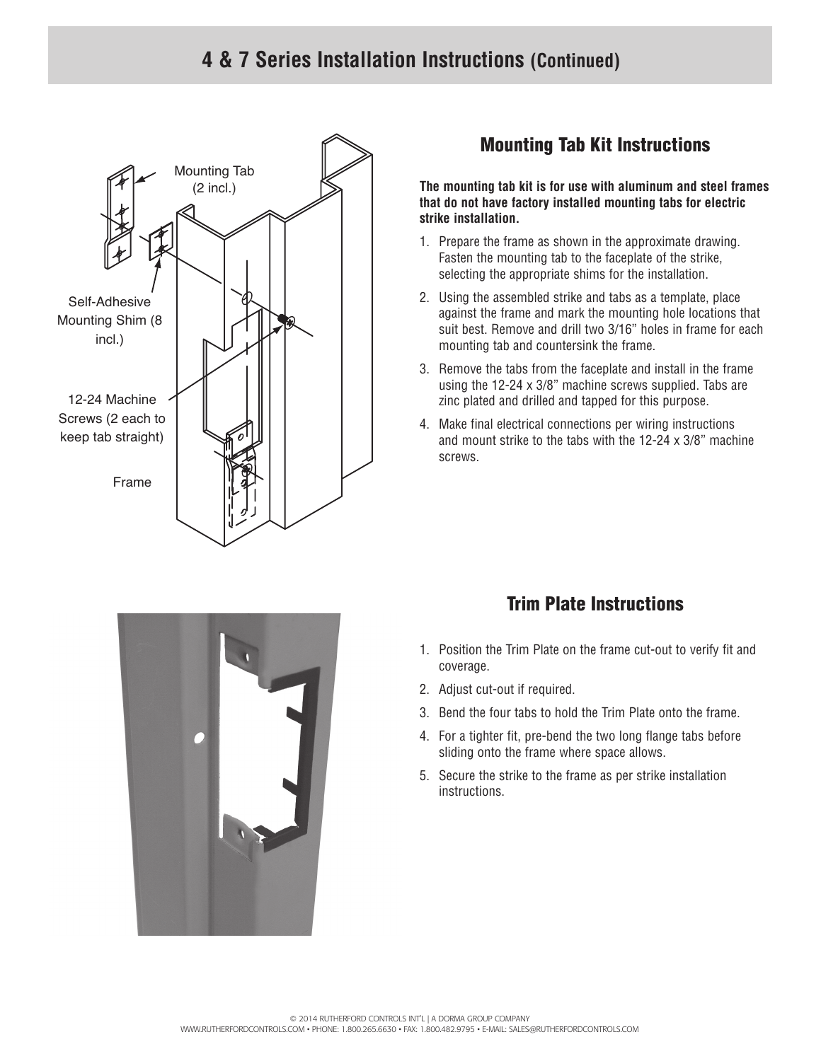# 4 & 7 Series Installation Instructions (Continued)

Mounting Tab (2 incl.)

Self-Adhesive Mounting Shim (8 incl.)

12-24 Machine Screws (2 each to keep tab straight)

Frame

## Mounting Tab Kit Instructions

**The mounting tab kit is for use with aluminum and steel frames that do not have factory installed mounting tabs for electric strike installation.**

1. Prepare the frame as shown in the approximate drawing. Fasten the mounting tab to the faceplate of the strike, selecting the appropriate shims for the installation.
2. Using the assembled strike and tabs as a template, place against the frame and mark the mounting hole locations that suit best. Remove and drill two 3/16" holes in frame for each mounting tab and countersink the frame.
3. Remove the tabs from the faceplate and install in the frame using the 12-24 x 3/8" machine screws supplied. Tabs are zinc plated and drilled and tapped for this purpose.
4. Make final electrical connections per wiring instructions and mount strike to the tabs with the 12-24 x 3/8" machine screws.

## Trim Plate Instructions

1. Position the Trim Plate on the frame cut-out to verify fit and coverage.
2. Adjust cut-out if required.
3. Bend the four tabs to hold the Trim Plate onto the frame.
4. For a tighter fit, pre-bend the two long flange tabs before sliding onto the frame where space allows.
5. Secure the strike to the frame as per strike installation instructions.

© 2014 RUTHERFORD CONTROLS INT'L | A DORMA GROUP COMPANY
WWW.RUTHERFORDCONTROLS.COM • PHONE: 1.800.265.6630 • FAX: 1.800.482.9795 • E-MAIL: SALES@RUTHERFORDCONTROLS.COM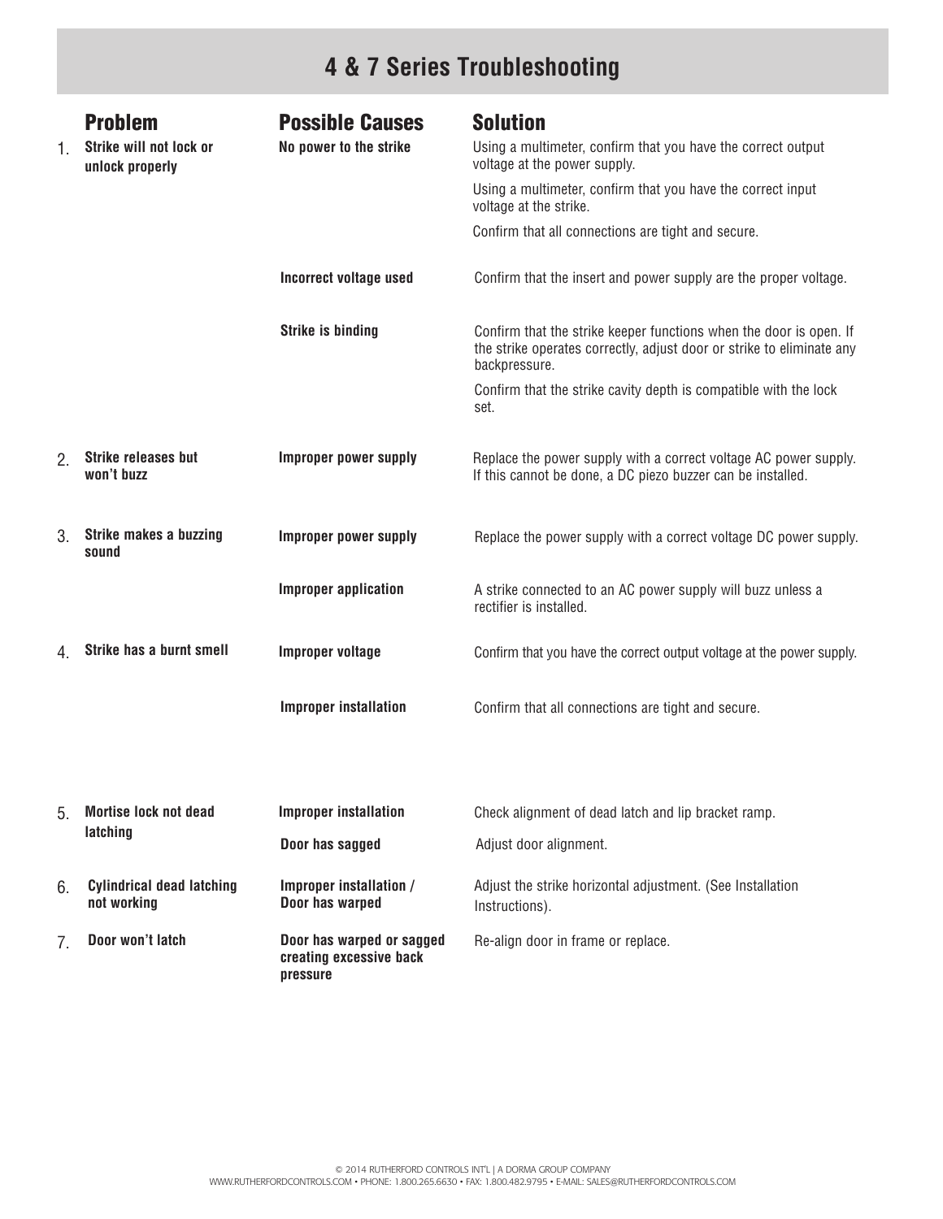# 4 & 7 Series Troubleshooting

| | Problem | Possible Causes | Solution |
|---|---|---|---|
| 1. | **Strike will not lock or unlock properly** | **No power to the strike** | Using a multimeter, confirm that you have the correct output voltage at the power supply. |
| | | | Using a multimeter, confirm that you have the correct input voltage at the strike. |
| | | | Confirm that all connections are tight and secure. |
| | | **Incorrect voltage used** | Confirm that the insert and power supply are the proper voltage. |
| | | **Strike is binding** | Confirm that the strike keeper functions when the door is open. If the strike operates correctly, adjust door or strike to eliminate any backpressure. |
| | | | Confirm that the strike cavity depth is compatible with the lock set. |
| 2. | **Strike releases but won't buzz** | **Improper power supply** | Replace the power supply with a correct voltage AC power supply. If this cannot be done, a DC piezo buzzer can be installed. |
| 3. | **Strike makes a buzzing sound** | **Improper power supply** | Replace the power supply with a correct voltage DC power supply. |
| | | **Improper application** | A strike connected to an AC power supply will buzz unless a rectifier is installed. |
| 4. | **Strike has a burnt smell** | **Improper voltage** | Confirm that you have the correct output voltage at the power supply. |
| | | **Improper installation** | Confirm that all connections are tight and secure. |
| 5. | **Mortise lock not dead latching** | **Improper installation** | Check alignment of dead latch and lip bracket ramp. |
| | | **Door has sagged** | Adjust door alignment. |
| 6. | **Cylindrical dead latching not working** | **Improper installation / Door has warped** | Adjust the strike horizontal adjustment. (See Installation Instructions). |
| 7. | **Door won't latch** | **Door has warped or sagged creating excessive back pressure** | Re-align door in frame or replace. |

© 2014 RUTHERFORD CONTROLS INT'L | A DORMA GROUP COMPANY
WWW.RUTHERFORDCONTROLS.COM • PHONE: 1.800.265.6630 • FAX: 1.800.482.9795 • E-MAIL: SALES@RUTHERFORDCONTROLS.COM